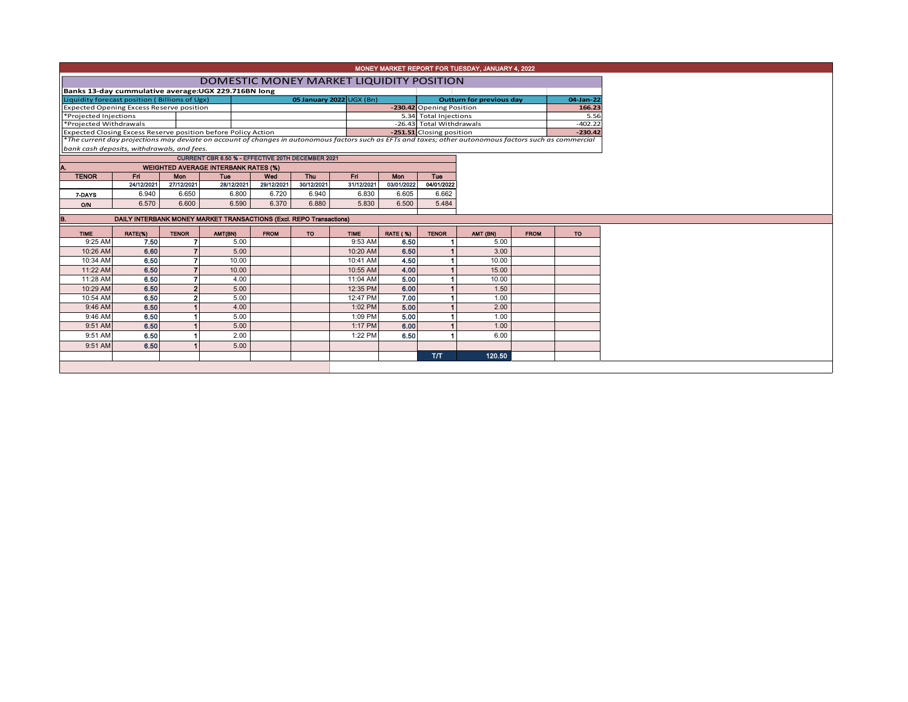# MONEY MARKET REPORT FOR TUESDAY, JANUARY 4, 2022

## DOMESTIC MONEY MARKET LIQUIDITY POSITION

**Banks 13-day cummulative average:UGX 229.716BN long**

| Liquidity forecast position ( Billions of Ugx) | 05 January 2022 UGX (Bn) | Outturn for previous day | 04-Jan-22 |
|---|---|---|---|
| Expected Opening Excess Reserve position | -230.42 | Opening Position | 166.23 |
| *Projected Injections | 5.34 | Total Injections | 5.56 |
| *Projected Withdrawals | -26.43 | Total Withdrawals | -402.22 |
| Expected Closing Excess Reserve position before Policy Action | -251.51 | Closing position | -230.42 |

*\*The current day projections may deviate on account of changes in autonomous factors such as EFTs and taxes; other autonomous factors such as commercial bank cash deposits, withdrawals, and fees.*

**CURRENT CBR 6.50 % - EFFECTIVE 20TH DECEMBER 2021**

### A. WEIGHTED AVERAGE INTERBANK RATES (%)

| TENOR | Fri 24/12/2021 | Mon 27/12/2021 | Tue 28/12/2021 | Wed 29/12/2021 | Thu 30/12/2021 | Fri 31/12/2021 | Mon 03/01/2022 | Tue 04/01/2022 |
|---|---|---|---|---|---|---|---|---|
| 7-DAYS | 6.940 | 6.650 | 6.800 | 6.720 | 6.940 | 6.830 | 6.605 | 6.662 |
| O/N | 6.570 | 6.600 | 6.590 | 6.370 | 6.880 | 5.830 | 6.500 | 5.484 |

### B. DAILY INTERBANK MONEY MARKET TRANSACTIONS (Excl. REPO Transactions)

| TIME | RATE(%) | TENOR | AMT(BN) | FROM | TO | TIME | RATE (%) | TENOR | AMT (BN) | FROM | TO |
|---|---|---|---|---|---|---|---|---|---|---|---|
| 9:25 AM | 7.50 | 7 | 5.00 | | | 9:53 AM | 6.50 | 1 | 5.00 | | |
| 10:26 AM | 6.60 | 7 | 5.00 | | | 10:20 AM | 6.50 | 1 | 3.00 | | |
| 10:34 AM | 6.50 | 7 | 10.00 | | | 10:41 AM | 4.50 | 1 | 10.00 | | |
| 11:22 AM | 6.50 | 7 | 10.00 | | | 10:55 AM | 4.00 | 1 | 15.00 | | |
| 11:28 AM | 6.50 | 7 | 4.00 | | | 11:04 AM | 5.00 | 1 | 10.00 | | |
| 10:29 AM | 6.50 | 2 | 5.00 | | | 12:35 PM | 6.00 | 1 | 1.50 | | |
| 10:54 AM | 6.50 | 2 | 5.00 | | | 12:47 PM | 7.00 | 1 | 1.00 | | |
| 9:46 AM | 6.50 | 1 | 4.00 | | | 1:02 PM | 5.00 | 1 | 2.00 | | |
| 9:46 AM | 6.50 | 1 | 5.00 | | | 1:09 PM | 5.00 | 1 | 1.00 | | |
| 9:51 AM | 6.50 | 1 | 5.00 | | | 1:17 PM | 6.00 | 1 | 1.00 | | |
| 9:51 AM | 6.50 | 1 | 2.00 | | | 1:22 PM | 6.50 | 1 | 6.00 | | |
| 9:51 AM | 6.50 | 1 | 5.00 | | | | | | | | |
| | | | | | | | | T/T | 120.50 | | |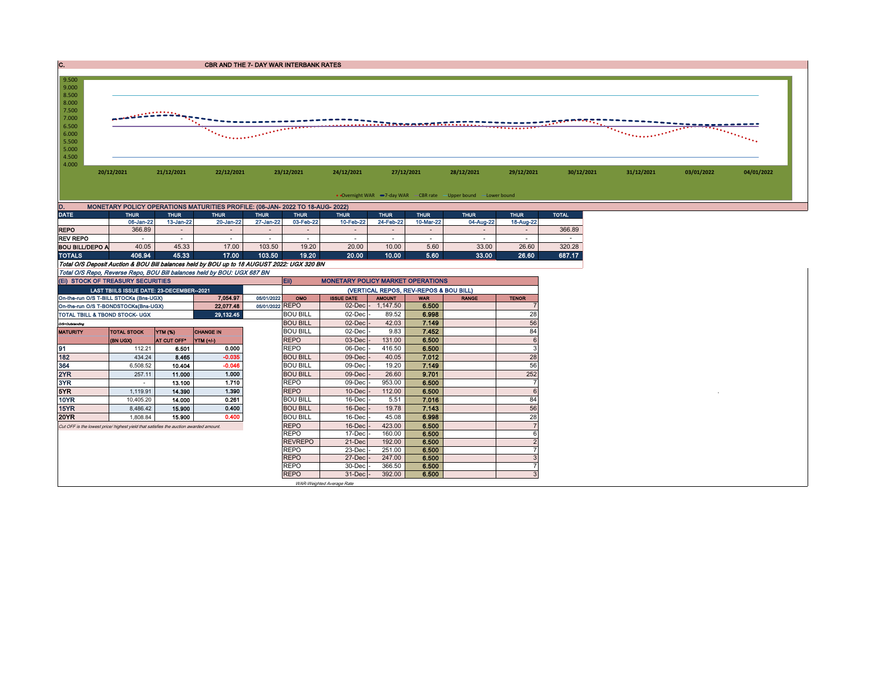## C. CBR AND THE 7- DAY WAR INTERBANK RATES

9.500
9.000
8.500
8.000
7.500
7.000
6.500
6.000
5.500
5.000
4.500
4.000

20/12/2021 21/12/2021 22/12/2021 23/12/2021 24/12/2021 27/12/2021 28/12/2021 29/12/2021 30/12/2021 31/12/2021 03/01/2022 04/01/2022

Overnight WAR — 7-day WAR — CBR rate — Upper bound — Lower bound

## D. MONETARY POLICY OPERATIONS MATURITIES PROFILE: (06-JAN- 2022 TO 18-AUG- 2022)

| DATE | THUR | THUR | THUR | THUR | THUR | THUR | THUR | THUR | THUR | THUR | TOTAL |
|---|---|---|---|---|---|---|---|---|---|---|---|
| | 06-Jan-22 | 13-Jan-22 | 20-Jan-22 | 27-Jan-22 | 03-Feb-22 | 10-Feb-22 | 24-Feb-22 | 10-Mar-22 | 04-Aug-22 | 18-Aug-22 | |
| REPO | 366.89 | - | - | - | - | - | - | - | - | - | 366.89 |
| REV REPO | - | - | - | - | - | - | - | - | - | - | - |
| BOU BILL/DEPO A | 40.05 | 45.33 | 17.00 | 103.50 | 19.20 | 20.00 | 10.00 | 5.60 | 33.00 | 26.60 | 320.28 |
| TOTALS | 406.94 | 45.33 | 17.00 | 103.50 | 19.20 | 20.00 | 10.00 | 5.60 | 33.00 | 26.60 | 687.17 |

*Total O/S Deposit Auction & BOU Bill balances held by BOU up to 18 AUGUST 2022: UGX 320 BN*

*Total O/S Repo, Reverse Repo, BOU Bill balances held by BOU: UGX 687 BN*

## (EI) STOCK OF TREASURY SECURITIES

| LAST TBIILS ISSUE DATE: 23-DECEMBER--2021 | | |
|---|---|---|
| On-the-run O/S T-BILL STOCKs (Bns-UGX) | 7,054.97 | 05/01/2022 |
| On-the-run O/S T-BONDSTOCKs(Bns-UGX) | 22,077.48 | 05/01/2022 |
| TOTAL TBILL & TBOND STOCK- UGX | 29,132.45 | |

*O/S=Outstanding*

| MATURITY | TOTAL STOCK (BN UGX) | YTM (%) AT CUT OFF* | CHANGE IN YTM (+/-) |
|---|---|---|---|
| 91 | 112.21 | 6.501 | 0.000 |
| 182 | 434.24 | 8.465 | -0.035 |
| 364 | 6,508.52 | 10.404 | -0.046 |
| 2YR | 257.11 | 11.000 | 1.000 |
| 3YR | - | 13.100 | 1.710 |
| 5YR | 1,119.91 | 14.390 | 1.390 |
| 10YR | 10,405.20 | 14.000 | 0.261 |
| 15YR | 8,486.42 | 15.900 | 0.400 |
| 20YR | 1,808.84 | 15.900 | 0.400 |

*Cut OFF is the lowest price/ highest yield that satisfies the auction awarded amount.*

## Eii) MONETARY POLICY MARKET OPERATIONS

(VERTICAL REPOS, REV-REPOS & BOU BILL)

| OMO | ISSUE DATE | AMOUNT | WAR | RANGE | TENOR |
|---|---|---|---|---|---|
| REPO | 02-Dec | 1,147.50 | 6.500 | | 7 |
| BOU BILL | 02-Dec | 89.52 | 6.998 | | 28 |
| BOU BILL | 02-Dec | 42.03 | 7.149 | | 56 |
| BOU BILL | 02-Dec | 9.83 | 7.452 | | 84 |
| REPO | 03-Dec | 131.00 | 6.500 | | 6 |
| REPO | 06-Dec | 416.50 | 6.500 | | 3 |
| BOU BILL | 09-Dec | 40.05 | 7.012 | | 28 |
| BOU BILL | 09-Dec | 19.20 | 7.149 | | 56 |
| BOU BILL | 09-Dec | 26.60 | 9.701 | | 252 |
| REPO | 09-Dec | 953.00 | 6.500 | | 7 |
| REPO | 10-Dec | 112.00 | 6.500 | | 6 |
| BOU BILL | 16-Dec | 5.51 | 7.016 | | 84 |
| BOU BILL | 16-Dec | 19.78 | 7.143 | | 56 |
| BOU BILL | 16-Dec | 45.08 | 6.998 | | 28 |
| REPO | 16-Dec | 423.00 | 6.500 | | 7 |
| REPO | 17-Dec | 160.00 | 6.500 | | 6 |
| REVREPO | 21-Dec | 192.00 | 6.500 | | 2 |
| REPO | 23-Dec | 251.00 | 6.500 | | 7 |
| REPO | 27-Dec | 247.00 | 6.500 | | 3 |
| REPO | 30-Dec | 366.50 | 6.500 | | 7 |
| REPO | 31-Dec | 392.00 | 6.500 | | 3 |

*WAR-Weighted Average Rate*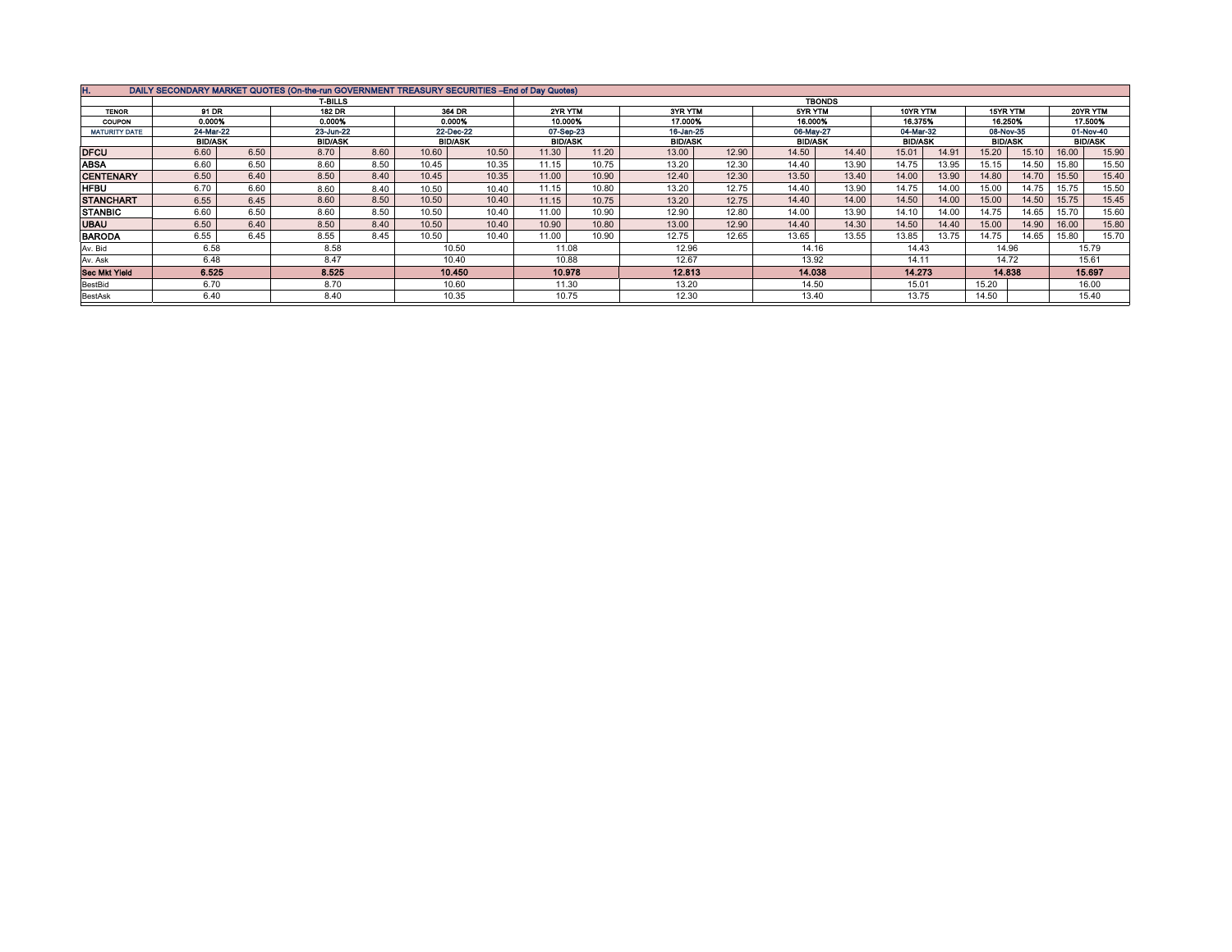| H. | DAILY SECONDARY MARKET QUOTES (On-the-run GOVERNMENT TREASURY SECURITIES –End of Day Quotes) | | | | | | | | | | | | | | | | | |
|---|---|---|---|---|---|---|---|---|---|---|---|---|---|---|---|---|---|---|
| | T-BILLS | | | | | | TBONDS | | | | | | | | | | | |
| TENOR | 91 DR | | 182 DR | | 364 DR | | 2YR YTM | | 3YR YTM | | 5YR YTM | | 10YR YTM | | 15YR YTM | | 20YR YTM | |
| COUPON | 0.000% | | 0.000% | | 0.000% | | 10.000% | | 17.000% | | 16.000% | | 16.375% | | 16.250% | | 17.500% | |
| MATURITY DATE | 24-Mar-22 | | 23-Jun-22 | | 22-Dec-22 | | 07-Sep-23 | | 16-Jan-25 | | 06-May-27 | | 04-Mar-32 | | 08-Nov-35 | | 01-Nov-40 | |
| | BID/ASK | | BID/ASK | | BID/ASK | | BID/ASK | | BID/ASK | | BID/ASK | | BID/ASK | | BID/ASK | | BID/ASK | |
| **DFCU** | 6.60 | 6.50 | 8.70 | 8.60 | 10.60 | 10.50 | 11.30 | 11.20 | 13.00 | 12.90 | 14.50 | 14.40 | 15.01 | 14.91 | 15.20 | 15.10 | 16.00 | 15.90 |
| **ABSA** | 6.60 | 6.50 | 8.60 | 8.50 | 10.45 | 10.35 | 11.15 | 10.75 | 13.20 | 12.30 | 14.40 | 13.90 | 14.75 | 13.95 | 15.15 | 14.50 | 15.80 | 15.50 |
| **CENTENARY** | 6.50 | 6.40 | 8.50 | 8.40 | 10.45 | 10.35 | 11.00 | 10.90 | 12.40 | 12.30 | 13.50 | 13.40 | 14.00 | 13.90 | 14.80 | 14.70 | 15.50 | 15.40 |
| **HFBU** | 6.70 | 6.60 | 8.60 | 8.40 | 10.50 | 10.40 | 11.15 | 10.80 | 13.20 | 12.75 | 14.40 | 13.90 | 14.75 | 14.00 | 15.00 | 14.75 | 15.75 | 15.50 |
| **STANCHART** | 6.55 | 6.45 | 8.60 | 8.50 | 10.50 | 10.40 | 11.15 | 10.75 | 13.20 | 12.75 | 14.40 | 14.00 | 14.50 | 14.00 | 15.00 | 14.50 | 15.75 | 15.45 |
| **STANBIC** | 6.60 | 6.50 | 8.60 | 8.50 | 10.50 | 10.40 | 11.00 | 10.90 | 12.90 | 12.80 | 14.00 | 13.90 | 14.10 | 14.00 | 14.75 | 14.65 | 15.70 | 15.60 |
| **UBAU** | 6.50 | 6.40 | 8.50 | 8.40 | 10.50 | 10.40 | 10.90 | 10.80 | 13.00 | 12.90 | 14.40 | 14.30 | 14.50 | 14.40 | 15.00 | 14.90 | 16.00 | 15.80 |
| **BARODA** | 6.55 | 6.45 | 8.55 | 8.45 | 10.50 | 10.40 | 11.00 | 10.90 | 12.75 | 12.65 | 13.65 | 13.55 | 13.85 | 13.75 | 14.75 | 14.65 | 15.80 | 15.70 |
| Av. Bid | 6.58 | | 8.58 | | 10.50 | | 11.08 | | 12.96 | | 14.16 | | 14.43 | | 14.96 | | 15.79 | |
| Av. Ask | 6.48 | | 8.47 | | 10.40 | | 10.88 | | 12.67 | | 13.92 | | 14.11 | | 14.72 | | 15.61 | |
| **Sec Mkt Yield** | **6.525** | | **8.525** | | **10.450** | | **10.978** | | **12.813** | | **14.038** | | **14.273** | | **14.838** | | **15.697** | |
| BestBid | 6.70 | | 8.70 | | 10.60 | | 11.30 | | 13.20 | | 14.50 | | 15.01 | | 15.20 | | 16.00 | |
| BestAsk | 6.40 | | 8.40 | | 10.35 | | 10.75 | | 12.30 | | 13.40 | | 13.75 | | 14.50 | | 15.40 | |